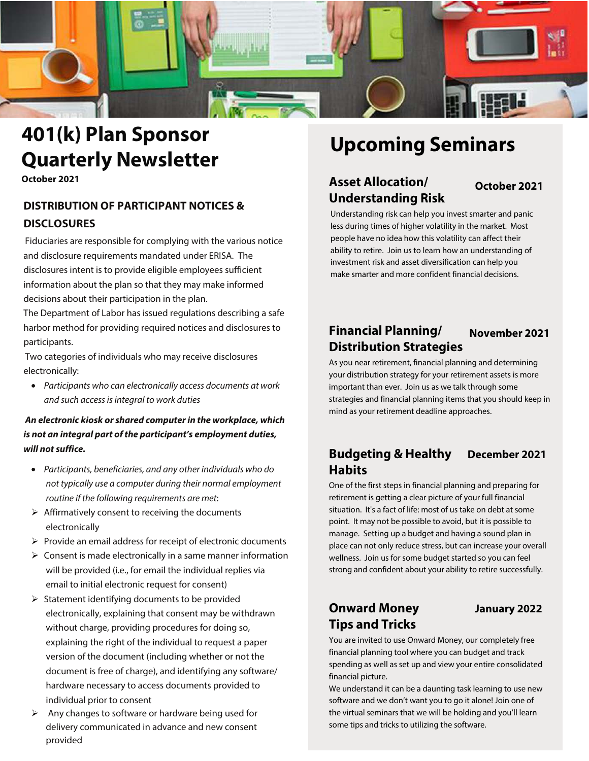# 401(k) Plan Sponsor Quarterly Newsletter

**October 2021**

## DISTRIBUTION OF PARTICIPANT NOTICES & DISCLOSURES

Fiduciaries are responsible for complying with the various notice and disclosure requirements mandated under ERISA. The disclosures intent is to provide eligible employees sufficient information about the plan so that they may make informed decisions about their participation in the plan.

The Department of Labor has issued regulations describing a safe harbor method for providing required notices and disclosures to participants.

Two categories of individuals who may receive disclosures electronically:

- *Participants who can electronically access documents at work and such access is integral to work duties*

***An electronic kiosk or shared computer in the workplace, which is not an integral part of the participant's employment duties, will not suffice.***

- *Participants, beneficiaries, and any other individuals who do not typically use a computer during their normal employment routine if the following requirements are met*:
  - Affirmatively consent to receiving the documents electronically
  - Provide an email address for receipt of electronic documents
  - Consent is made electronically in a same manner information will be provided (i.e., for email the individual replies via email to initial electronic request for consent)
  - Statement identifying documents to be provided electronically, explaining that consent may be withdrawn without charge, providing procedures for doing so, explaining the right of the individual to request a paper version of the document (including whether or not the document is free of charge), and identifying any software/ hardware necessary to access documents provided to individual prior to consent
  - Any changes to software or hardware being used for delivery communicated in advance and new consent provided

# Upcoming Seminars

### Asset Allocation/ Understanding Risk — October 2021

Understanding risk can help you invest smarter and panic less during times of higher volatility in the market. Most people have no idea how this volatility can affect their ability to retire. Join us to learn how an understanding of investment risk and asset diversification can help you make smarter and more confident financial decisions.

### Financial Planning/ Distribution Strategies — November 2021

As you near retirement, financial planning and determining your distribution strategy for your retirement assets is more important than ever. Join us as we talk through some strategies and financial planning items that you should keep in mind as your retirement deadline approaches.

### Budgeting & Healthy Habits — December 2021

One of the first steps in financial planning and preparing for retirement is getting a clear picture of your full financial situation. It's a fact of life: most of us take on debt at some point. It may not be possible to avoid, but it is possible to manage. Setting up a budget and having a sound plan in place can not only reduce stress, but can increase your overall wellness. Join us for some budget started so you can feel strong and confident about your ability to retire successfully.

### Onward Money Tips and Tricks — January 2022

You are invited to use Onward Money, our completely free financial planning tool where you can budget and track spending as well as set up and view your entire consolidated financial picture.

We understand it can be a daunting task learning to use new software and we don't want you to go it alone! Join one of the virtual seminars that we will be holding and you'll learn some tips and tricks to utilizing the software.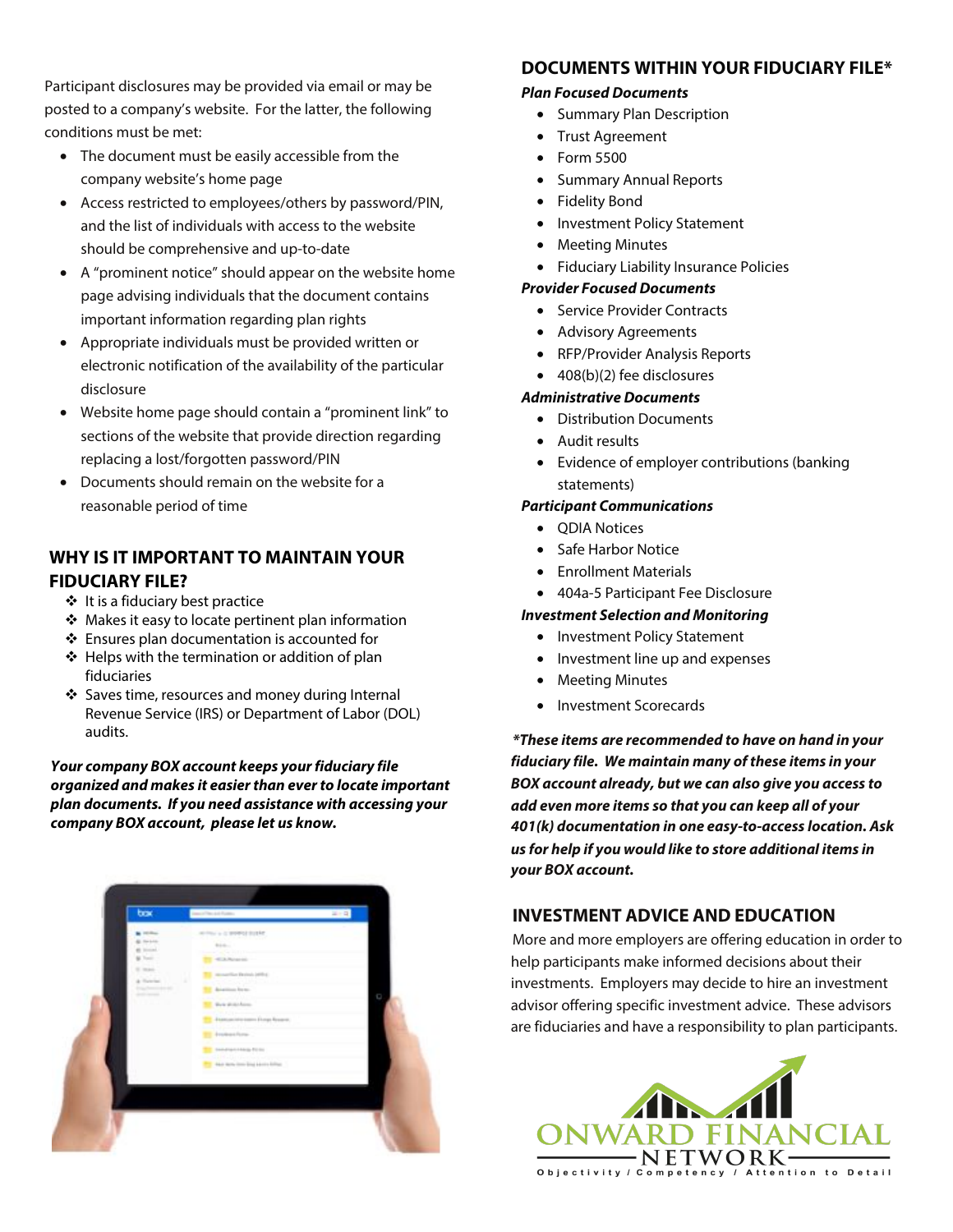Participant disclosures may be provided via email or may be posted to a company's website. For the latter, the following conditions must be met:

- The document must be easily accessible from the company website's home page
- Access restricted to employees/others by password/PIN, and the list of individuals with access to the website should be comprehensive and up-to-date
- A "prominent notice" should appear on the website home page advising individuals that the document contains important information regarding plan rights
- Appropriate individuals must be provided written or electronic notification of the availability of the particular disclosure
- Website home page should contain a "prominent link" to sections of the website that provide direction regarding replacing a lost/forgotten password/PIN
- Documents should remain on the website for a reasonable period of time

## WHY IS IT IMPORTANT TO MAINTAIN YOUR FIDUCIARY FILE?

- It is a fiduciary best practice
- Makes it easy to locate pertinent plan information
- Ensures plan documentation is accounted for
- Helps with the termination or addition of plan fiduciaries
- Saves time, resources and money during Internal Revenue Service (IRS) or Department of Labor (DOL) audits.

***Your company BOX account keeps your fiduciary file organized and makes it easier than ever to locate important plan documents. If you need assistance with accessing your company BOX account, please let us know.***

## DOCUMENTS WITHIN YOUR FIDUCIARY FILE*

***Plan Focused Documents***

- Summary Plan Description
- Trust Agreement
- Form 5500
- Summary Annual Reports
- Fidelity Bond
- Investment Policy Statement
- Meeting Minutes
- Fiduciary Liability Insurance Policies

***Provider Focused Documents***

- Service Provider Contracts
- Advisory Agreements
- RFP/Provider Analysis Reports
- 408(b)(2) fee disclosures

***Administrative Documents***

- Distribution Documents
- Audit results
- Evidence of employer contributions (banking statements)

***Participant Communications***

- QDIA Notices
- Safe Harbor Notice
- Enrollment Materials
- 404a-5 Participant Fee Disclosure

***Investment Selection and Monitoring***

- Investment Policy Statement
- Investment line up and expenses
- Meeting Minutes
- Investment Scorecards

***\*These items are recommended to have on hand in your fiduciary file. We maintain many of these items in your BOX account already, but we can also give you access to add even more items so that you can keep all of your 401(k) documentation in one easy-to-access location. Ask us for help if you would like to store additional items in your BOX account.***

## INVESTMENT ADVICE AND EDUCATION

More and more employers are offering education in order to help participants make informed decisions about their investments. Employers may decide to hire an investment advisor offering specific investment advice. These advisors are fiduciaries and have a responsibility to plan participants.

ONWARD FINANCIAL NETWORK
Objectivity / Competency / Attention to Detail